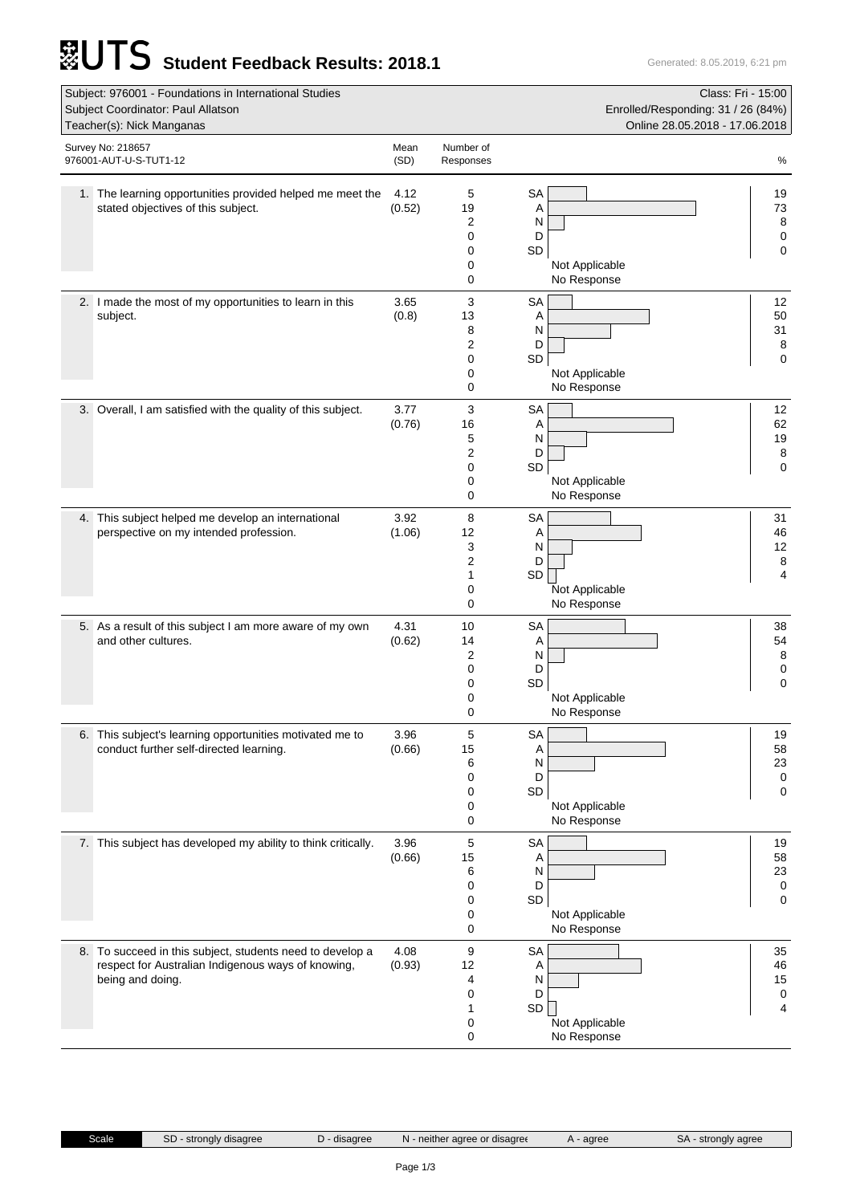# UTS Student Feedback Results: 2018.1

Generated: 8.05.2019, 6:21 pm

| | |
|---|---|
| Subject: 976001 - Foundations in International Studies | Class: Fri - 15:00 |
| Subject Coordinator: Paul Allatson | Enrolled/Responding: 31 / 26 (84%) |
| Teacher(s): Nick Manganas | Online 28.05.2018 - 17.06.2018 |

Survey No: 218657
976001-AUT-U-S-TUT1-12

| Question | Mean (SD) | Number of Responses | | % |
|---|---|---|---|---|
| 1. The learning opportunities provided helped me meet the stated objectives of this subject. | 4.12 (0.52) | 5 | SA | 19 |
| | | 19 | A | 73 |
| | | 2 | N | 8 |
| | | 0 | D | 0 |
| | | 0 | SD | 0 |
| | | 0 | Not Applicable | |
| | | 0 | No Response | |
| 2. I made the most of my opportunities to learn in this subject. | 3.65 (0.8) | 3 | SA | 12 |
| | | 13 | A | 50 |
| | | 8 | N | 31 |
| | | 2 | D | 8 |
| | | 0 | SD | 0 |
| | | 0 | Not Applicable | |
| | | 0 | No Response | |
| 3. Overall, I am satisfied with the quality of this subject. | 3.77 (0.76) | 3 | SA | 12 |
| | | 16 | A | 62 |
| | | 5 | N | 19 |
| | | 2 | D | 8 |
| | | 0 | SD | 0 |
| | | 0 | Not Applicable | |
| | | 0 | No Response | |
| 4. This subject helped me develop an international perspective on my intended profession. | 3.92 (1.06) | 8 | SA | 31 |
| | | 12 | A | 46 |
| | | 3 | N | 12 |
| | | 2 | D | 8 |
| | | 1 | SD | 4 |
| | | 0 | Not Applicable | |
| | | 0 | No Response | |
| 5. As a result of this subject I am more aware of my own and other cultures. | 4.31 (0.62) | 10 | SA | 38 |
| | | 14 | A | 54 |
| | | 2 | N | 8 |
| | | 0 | D | 0 |
| | | 0 | SD | 0 |
| | | 0 | Not Applicable | |
| | | 0 | No Response | |
| 6. This subject's learning opportunities motivated me to conduct further self-directed learning. | 3.96 (0.66) | 5 | SA | 19 |
| | | 15 | A | 58 |
| | | 6 | N | 23 |
| | | 0 | D | 0 |
| | | 0 | SD | 0 |
| | | 0 | Not Applicable | |
| | | 0 | No Response | |
| 7. This subject has developed my ability to think critically. | 3.96 (0.66) | 5 | SA | 19 |
| | | 15 | A | 58 |
| | | 6 | N | 23 |
| | | 0 | D | 0 |
| | | 0 | SD | 0 |
| | | 0 | Not Applicable | |
| | | 0 | No Response | |
| 8. To succeed in this subject, students need to develop a respect for Australian Indigenous ways of knowing, being and doing. | 4.08 (0.93) | 9 | SA | 35 |
| | | 12 | A | 46 |
| | | 4 | N | 15 |
| | | 0 | D | 0 |
| | | 1 | SD | 4 |
| | | 0 | Not Applicable | |
| | | 0 | No Response | |

| Scale | SD - strongly disagree | D - disagree | N - neither agree or disagree | A - agree | SA - strongly agree |
|---|---|---|---|---|---|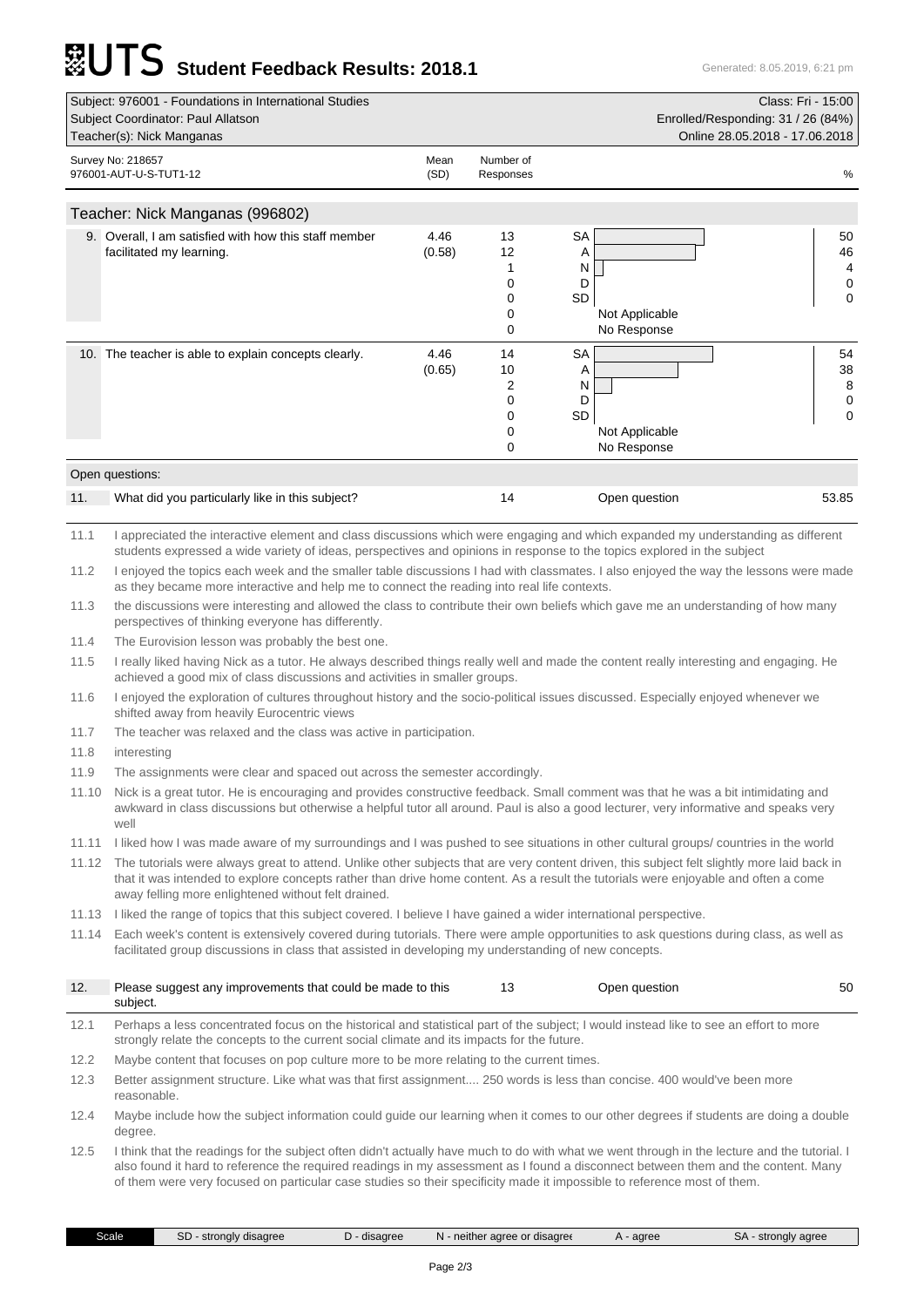# UTS Student Feedback Results: 2018.1

Generated: 8.05.2019, 6:21 pm

| | |
|---|---|
| Subject: 976001 - Foundations in International Studies | Class: Fri - 15:00 |
| Subject Coordinator: Paul Allatson | Enrolled/Responding: 31 / 26 (84%) |
| Teacher(s): Nick Manganas | Online 28.05.2018 - 17.06.2018 |

Survey No: 218657
976001-AUT-U-S-TUT1-12

## Teacher: Nick Manganas (996802)

| Question | Mean (SD) | Number of Responses | | % |
|---|---|---|---|---|
| 9. Overall, I am satisfied with how this staff member facilitated my learning. | 4.46 (0.58) | 13 | SA | 50 |
| | | 12 | A | 46 |
| | | 1 | N | 4 |
| | | 0 | D | 0 |
| | | 0 | SD | 0 |
| | | 0 | Not Applicable | |
| | | 0 | No Response | |
| 10. The teacher is able to explain concepts clearly. | 4.46 (0.65) | 14 | SA | 54 |
| | | 10 | A | 38 |
| | | 2 | N | 8 |
| | | 0 | D | 0 |
| | | 0 | SD | 0 |
| | | 0 | Not Applicable | |
| | | 0 | No Response | |

### Open questions:

**11. What did you particularly like in this subject?** — 14 — Open question — 53.85

11.1 I appreciated the interactive element and class discussions which were engaging and which expanded my understanding as different students expressed a wide variety of ideas, perspectives and opinions in response to the topics explored in the subject

11.2 I enjoyed the topics each week and the smaller table discussions I had with classmates. I also enjoyed the way the lessons were made as they became more interactive and help me to connect the reading into real life contexts.

11.3 the discussions were interesting and allowed the class to contribute their own beliefs which gave me an understanding of how many perspectives of thinking everyone has differently.

11.4 The Eurovision lesson was probably the best one.

11.5 I really liked having Nick as a tutor. He always described things really well and made the content really interesting and engaging. He achieved a good mix of class discussions and activities in smaller groups.

11.6 I enjoyed the exploration of cultures throughout history and the socio-political issues discussed. Especially enjoyed whenever we shifted away from heavily Eurocentric views

11.7 The teacher was relaxed and the class was active in participation.

11.8 interesting

11.9 The assignments were clear and spaced out across the semester accordingly.

11.10 Nick is a great tutor. He is encouraging and provides constructive feedback. Small comment was that he was a bit intimidating and awkward in class discussions but otherwise a helpful tutor all around. Paul is also a good lecturer, very informative and speaks very well

11.11 I liked how I was made aware of my surroundings and I was pushed to see situations in other cultural groups/ countries in the world

11.12 The tutorials were always great to attend. Unlike other subjects that are very content driven, this subject felt slightly more laid back in that it was intended to explore concepts rather than drive home content. As a result the tutorials were enjoyable and often a come away felling more enlightened without felt drained.

11.13 I liked the range of topics that this subject covered. I believe I have gained a wider international perspective.

11.14 Each week's content is extensively covered during tutorials. There were ample opportunities to ask questions during class, as well as facilitated group discussions in class that assisted in developing my understanding of new concepts.

**12. Please suggest any improvements that could be made to this subject.** — 13 — Open question — 50

12.1 Perhaps a less concentrated focus on the historical and statistical part of the subject; I would instead like to see an effort to more strongly relate the concepts to the current social climate and its impacts for the future.

12.2 Maybe content that focuses on pop culture more to be more relating to the current times.

12.3 Better assignment structure. Like what was that first assignment.... 250 words is less than concise. 400 would've been more reasonable.

12.4 Maybe include how the subject information could guide our learning when it comes to our other degrees if students are doing a double degree.

12.5 I think that the readings for the subject often didn't actually have much to do with what we went through in the lecture and the tutorial. I also found it hard to reference the required readings in my assessment as I found a disconnect between them and the content. Many of them were very focused on particular case studies so their specificity made it impossible to reference most of them.

| Scale | SD - strongly disagree | D - disagree | N - neither agree or disagree | A - agree | SA - strongly agree |
|---|---|---|---|---|---|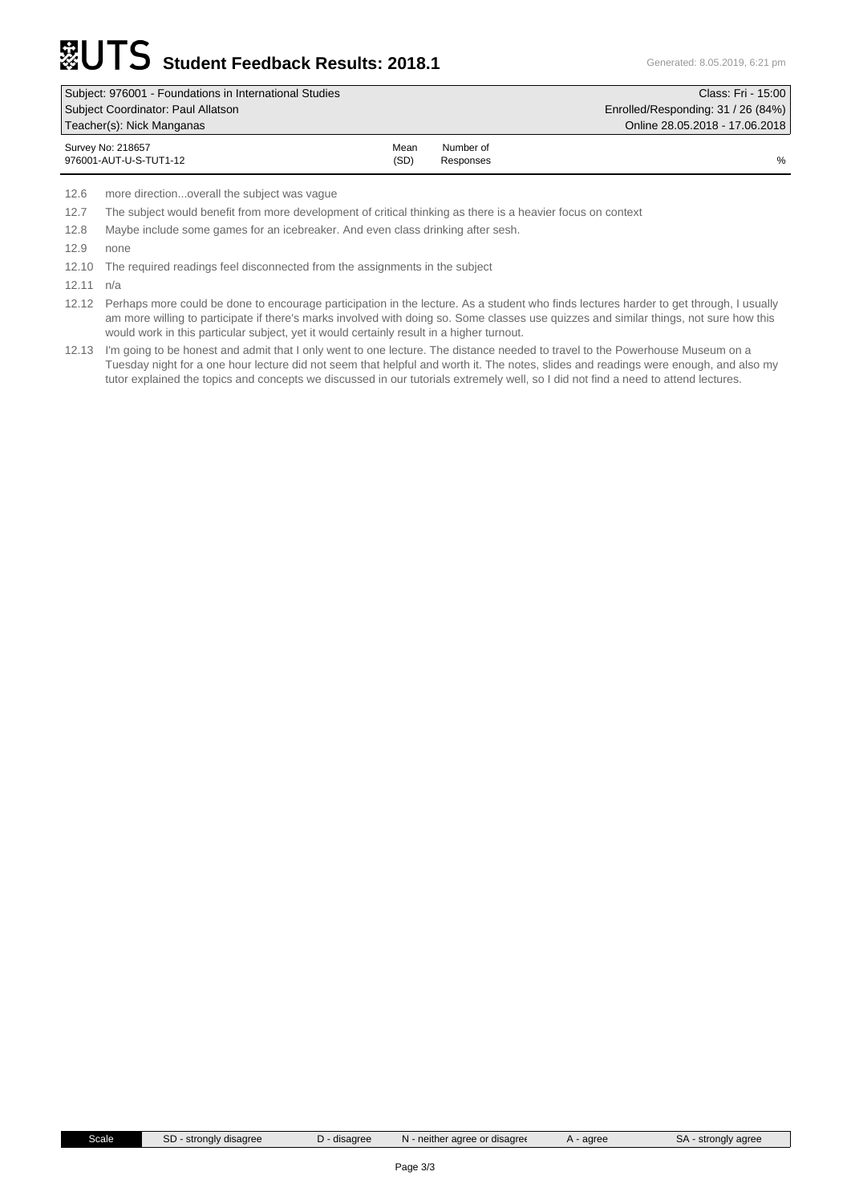# UTS Student Feedback Results: 2018.1

Generated: 8.05.2019, 6:21 pm

| | |
|---|---|
| Subject: 976001 - Foundations in International Studies | Class: Fri - 15:00 |
| Subject Coordinator: Paul Allatson | Enrolled/Responding: 31 / 26 (84%) |
| Teacher(s): Nick Manganas | Online 28.05.2018 - 17.06.2018 |

| | | | |
|---|---|---|---|
| Survey No: 218657<br>976001-AUT-U-S-TUT1-12 | Mean (SD) | Number of Responses | % |

12.6 more direction...overall the subject was vague

12.7 The subject would benefit from more development of critical thinking as there is a heavier focus on context

12.8 Maybe include some games for an icebreaker. And even class drinking after sesh.

12.9 none

12.10 The required readings feel disconnected from the assignments in the subject

12.11 n/a

12.12 Perhaps more could be done to encourage participation in the lecture. As a student who finds lectures harder to get through, I usually am more willing to participate if there's marks involved with doing so. Some classes use quizzes and similar things, not sure how this would work in this particular subject, yet it would certainly result in a higher turnout.

12.13 I'm going to be honest and admit that I only went to one lecture. The distance needed to travel to the Powerhouse Museum on a Tuesday night for a one hour lecture did not seem that helpful and worth it. The notes, slides and readings were enough, and also my tutor explained the topics and concepts we discussed in our tutorials extremely well, so I did not find a need to attend lectures.

| Scale | SD - strongly disagree | D - disagree | N - neither agree or disagree | A - agree | SA - strongly agree |
|---|---|---|---|---|---|